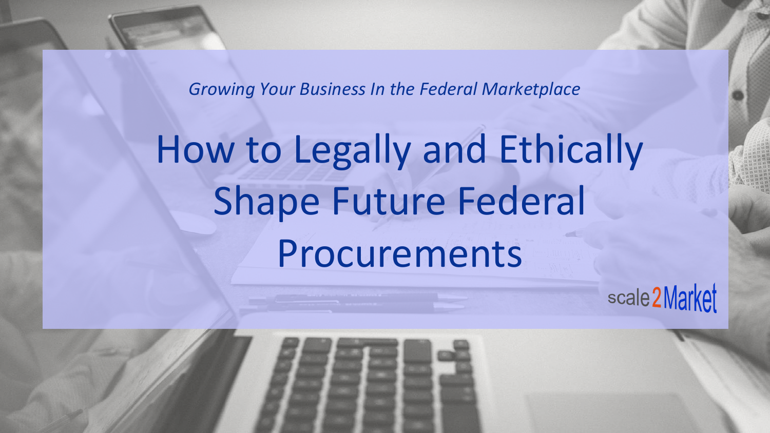*Growing Your Business In the Federal Marketplace*

# How to Legally and Ethically Shape Future Federal Procurements

scale2Market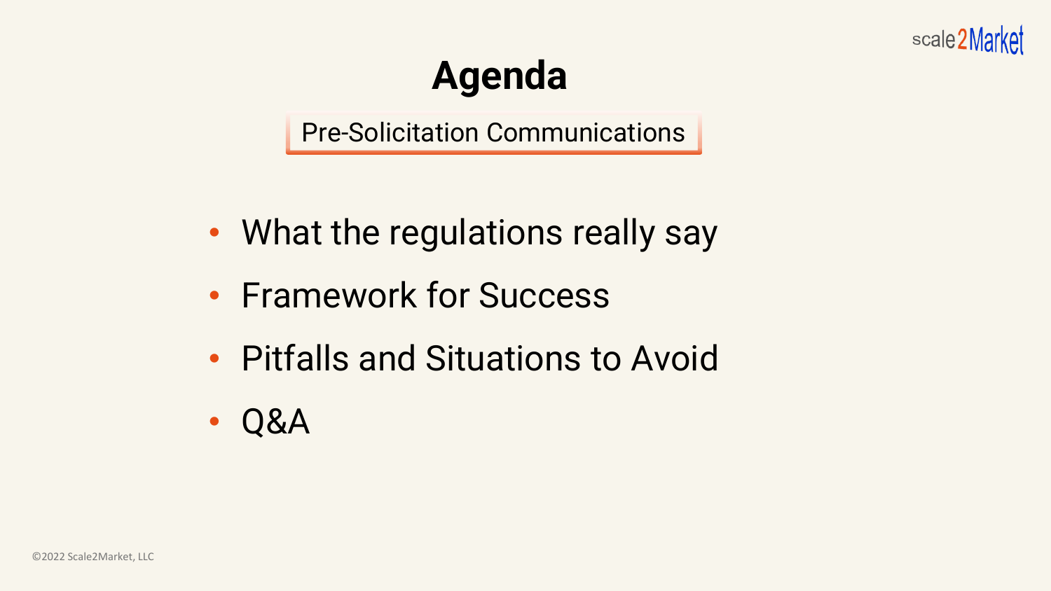# Agenda

Pre-Solicitation Communications

- What the regulations really say
- Framework for Success
- Pitfalls and Situations to Avoid
- Q&A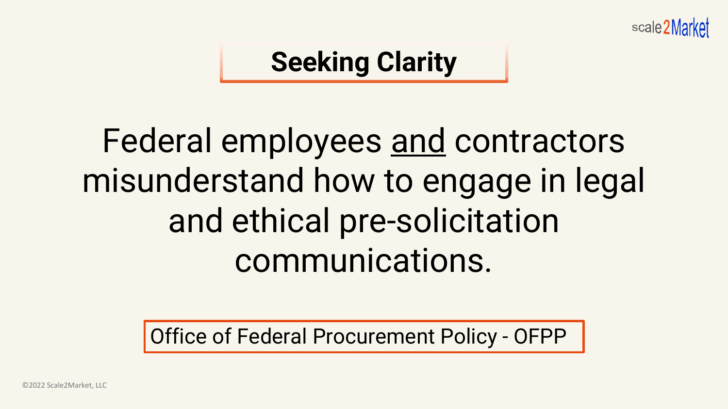# Seeking Clarity

Federal employees <u>and</u> contractors misunderstand how to engage in legal and ethical pre-solicitation communications.

Office of Federal Procurement Policy - OFPP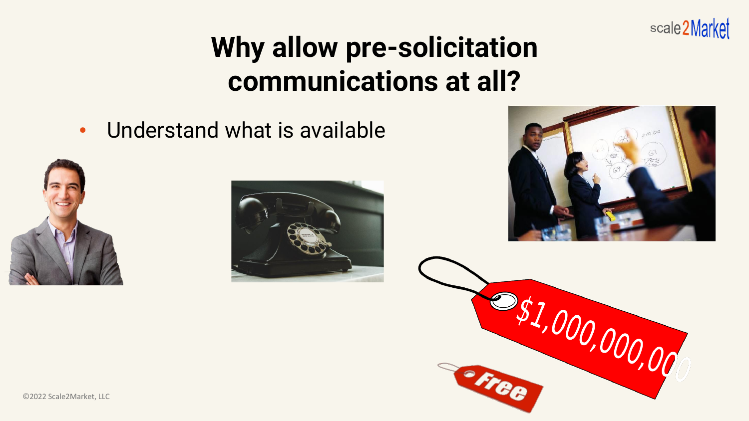# Why allow pre-solicitation communications at all?

- Understand what is available

$1,000,000,000

Free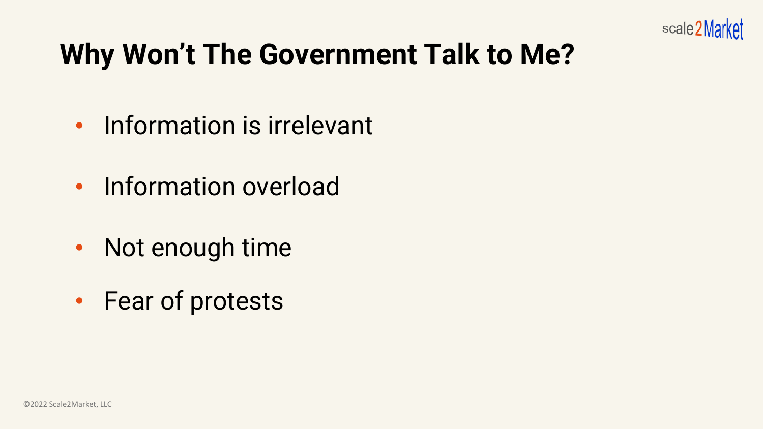# Why Won't The Government Talk to Me?

- Information is irrelevant
- Information overload
- Not enough time
- Fear of protests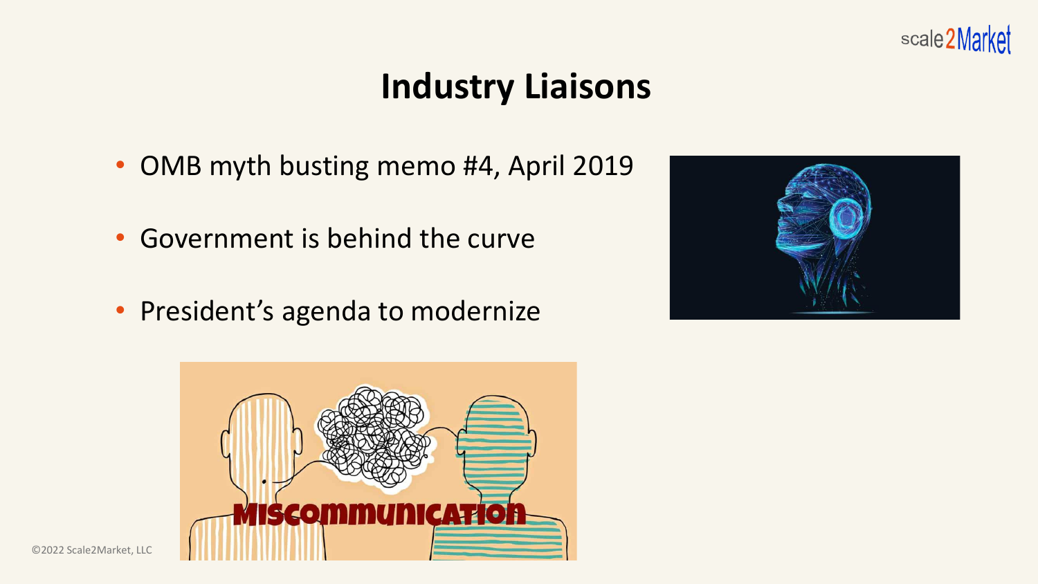# Industry Liaisons

- OMB myth busting memo #4, April 2019
- Government is behind the curve
- President's agenda to modernize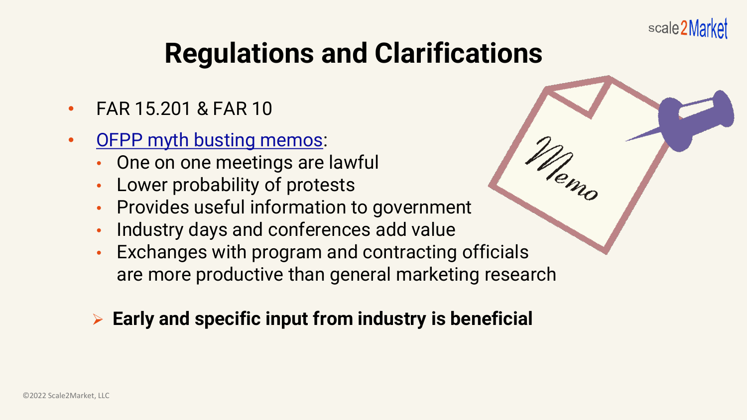# Regulations and Clarifications

- FAR 15.201 & FAR 10
- OFPP myth busting memos:
  - One on one meetings are lawful
  - Lower probability of protests
  - Provides useful information to government
  - Industry days and conferences add value
  - Exchanges with program and contracting officials are more productive than general marketing research

➢ **Early and specific input from industry is beneficial**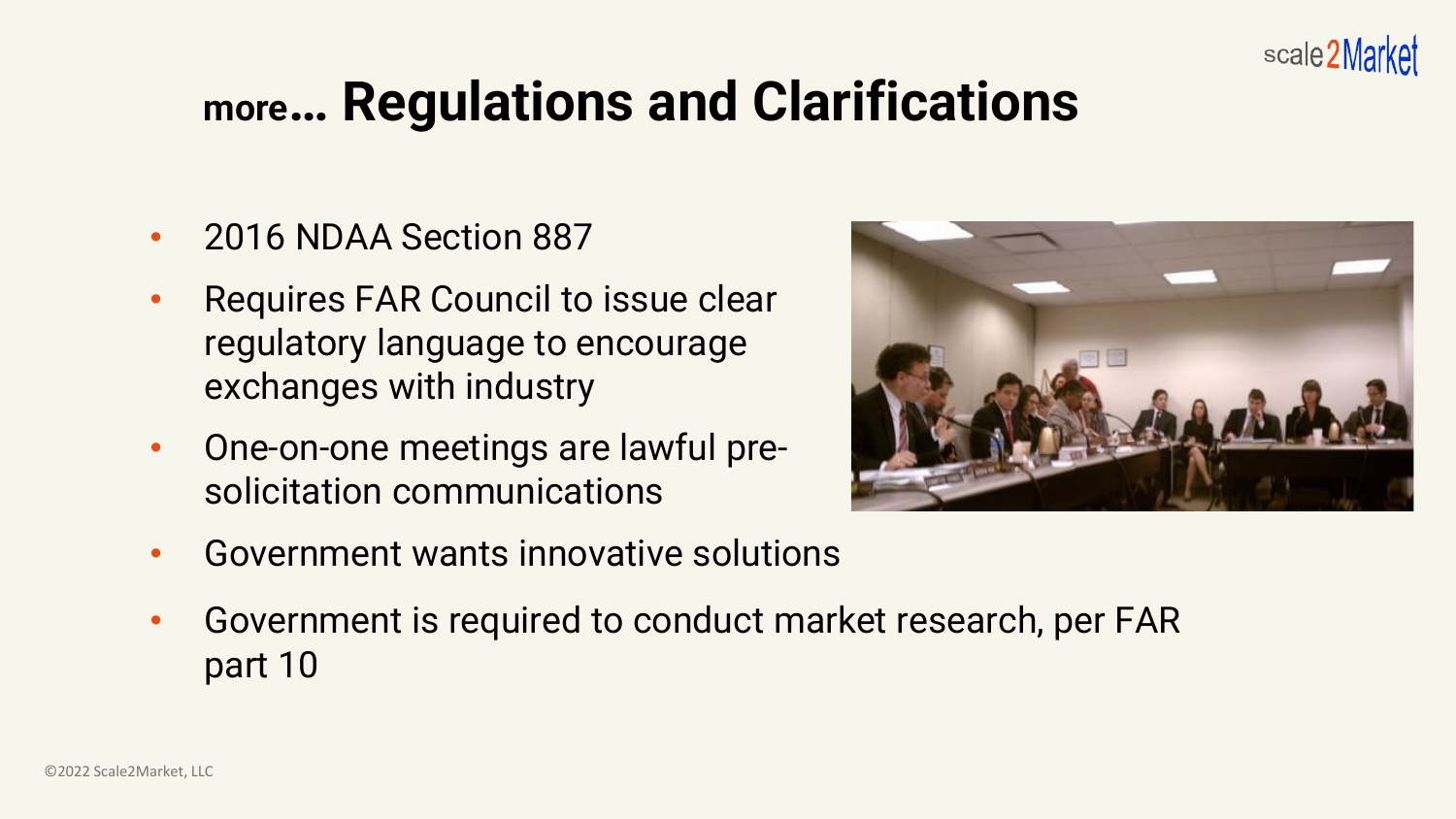# more… Regulations and Clarifications

- 2016 NDAA Section 887
- Requires FAR Council to issue clear regulatory language to encourage exchanges with industry
- One-on-one meetings are lawful pre-solicitation communications
- Government wants innovative solutions
- Government is required to conduct market research, per FAR part 10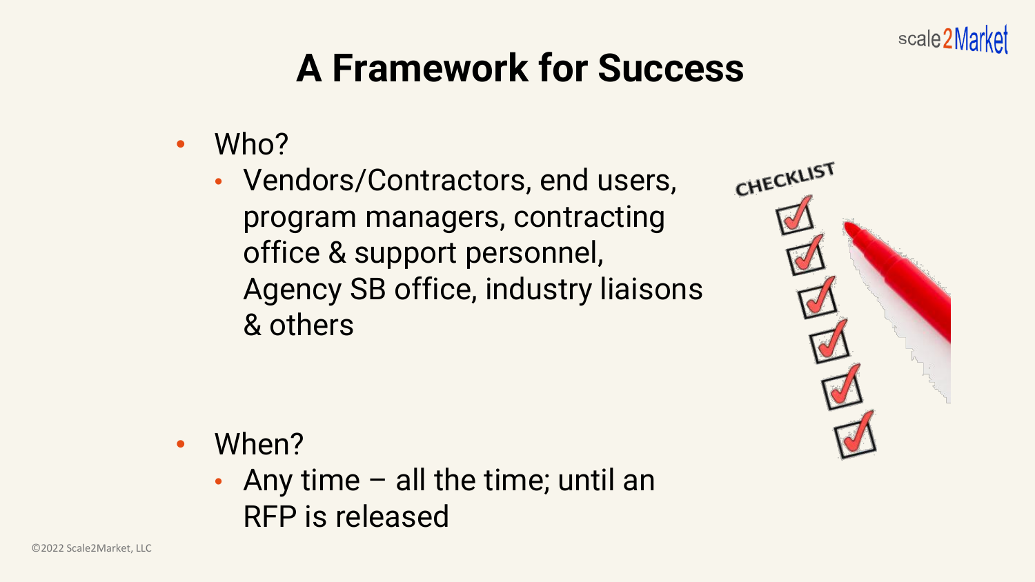# A Framework for Success

- Who?
  - Vendors/Contractors, end users, program managers, contracting office & support personnel, Agency SB office, industry liaisons & others
- When?
  - Any time – all the time; until an RFP is released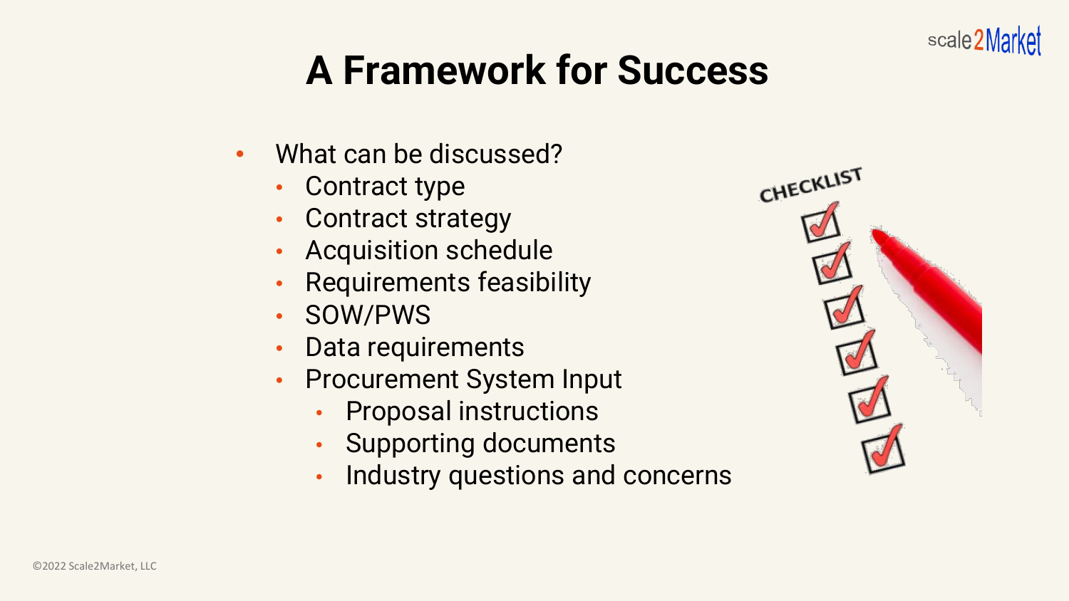# A Framework for Success

- What can be discussed?
  - Contract type
  - Contract strategy
  - Acquisition schedule
  - Requirements feasibility
  - SOW/PWS
  - Data requirements
  - Procurement System Input
    - Proposal instructions
    - Supporting documents
    - Industry questions and concerns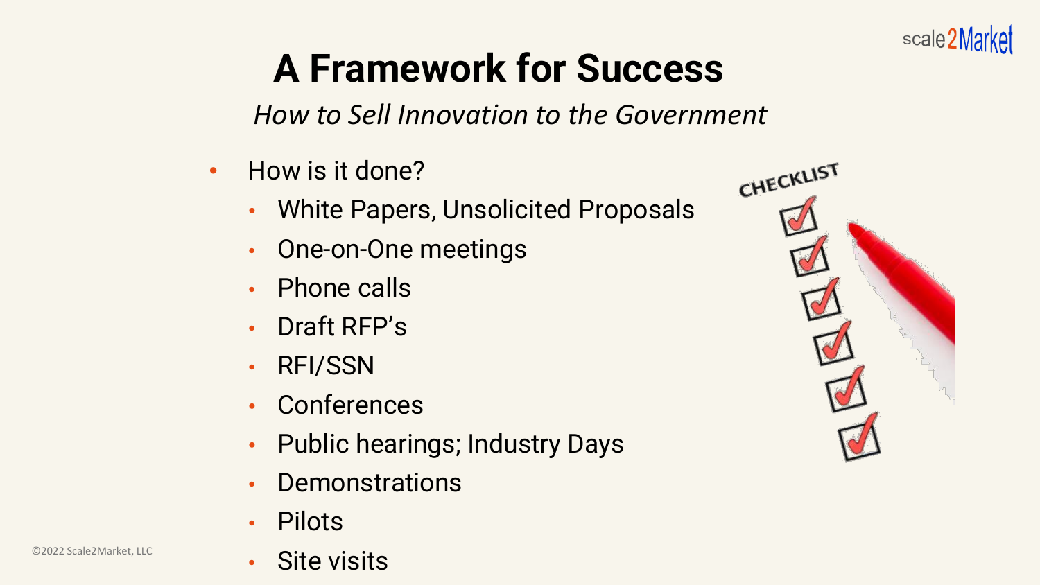# A Framework for Success

*How to Sell Innovation to the Government*

- How is it done?
  - White Papers, Unsolicited Proposals
  - One-on-One meetings
  - Phone calls
  - Draft RFP's
  - RFI/SSN
  - Conferences
  - Public hearings; Industry Days
  - Demonstrations
  - Pilots
  - Site visits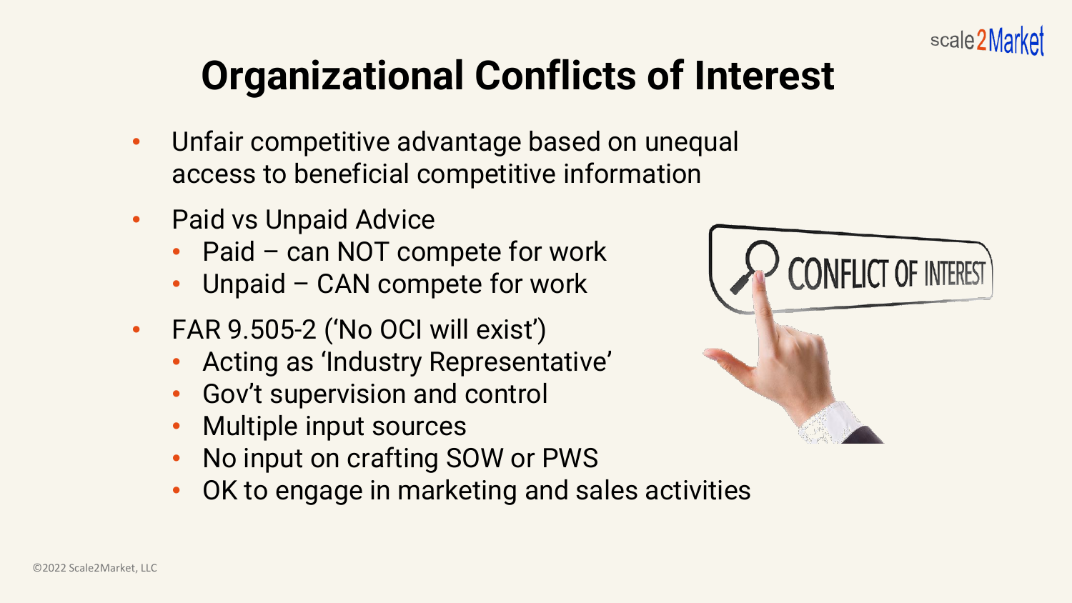# Organizational Conflicts of Interest

- Unfair competitive advantage based on unequal access to beneficial competitive information
- Paid vs Unpaid Advice
  - Paid – can NOT compete for work
  - Unpaid – CAN compete for work
- FAR 9.505-2 ('No OCI will exist')
  - Acting as 'Industry Representative'
  - Gov't supervision and control
  - Multiple input sources
  - No input on crafting SOW or PWS
  - OK to engage in marketing and sales activities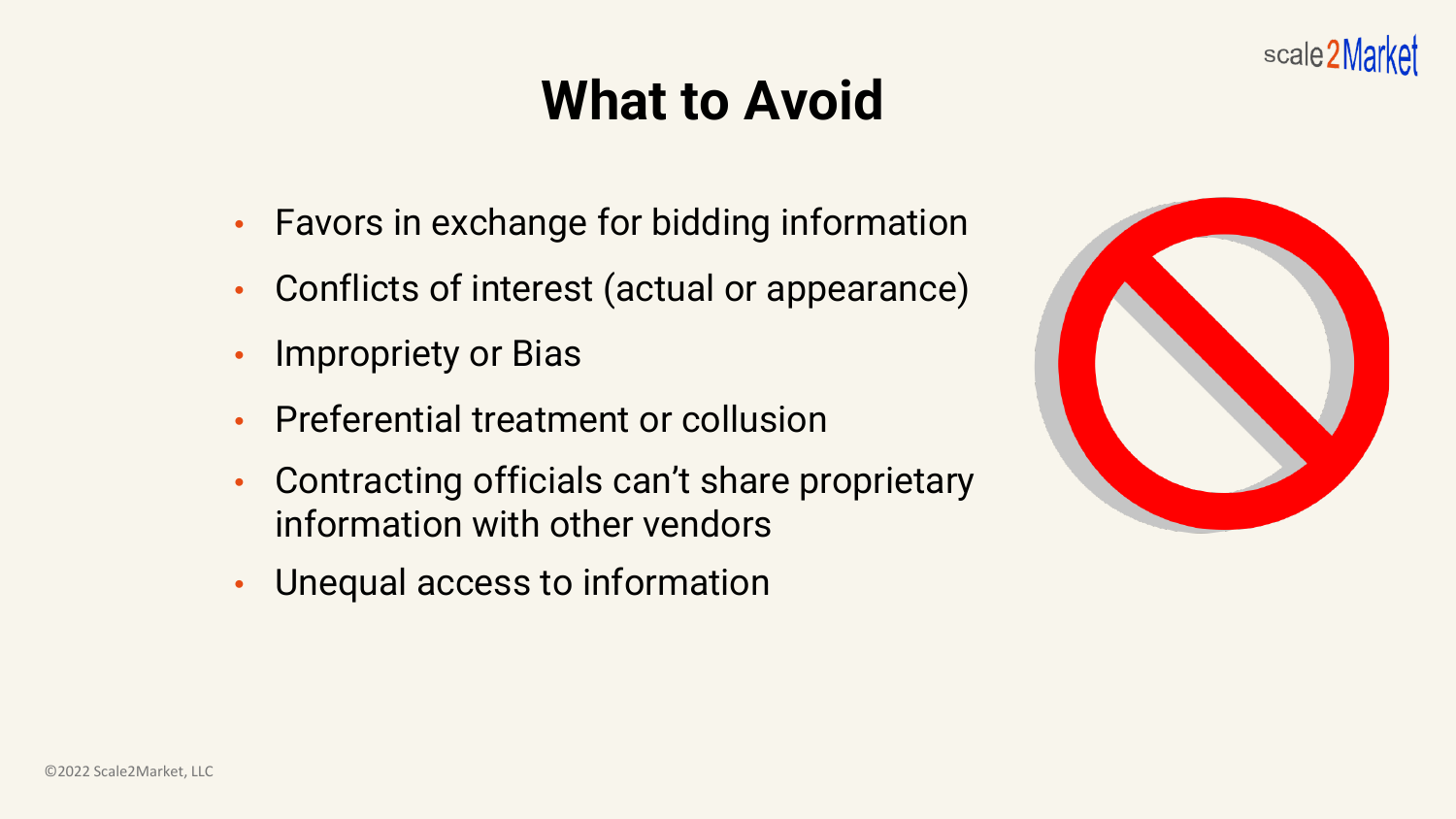# What to Avoid

- Favors in exchange for bidding information
- Conflicts of interest (actual or appearance)
- Impropriety or Bias
- Preferential treatment or collusion
- Contracting officials can't share proprietary information with other vendors
- Unequal access to information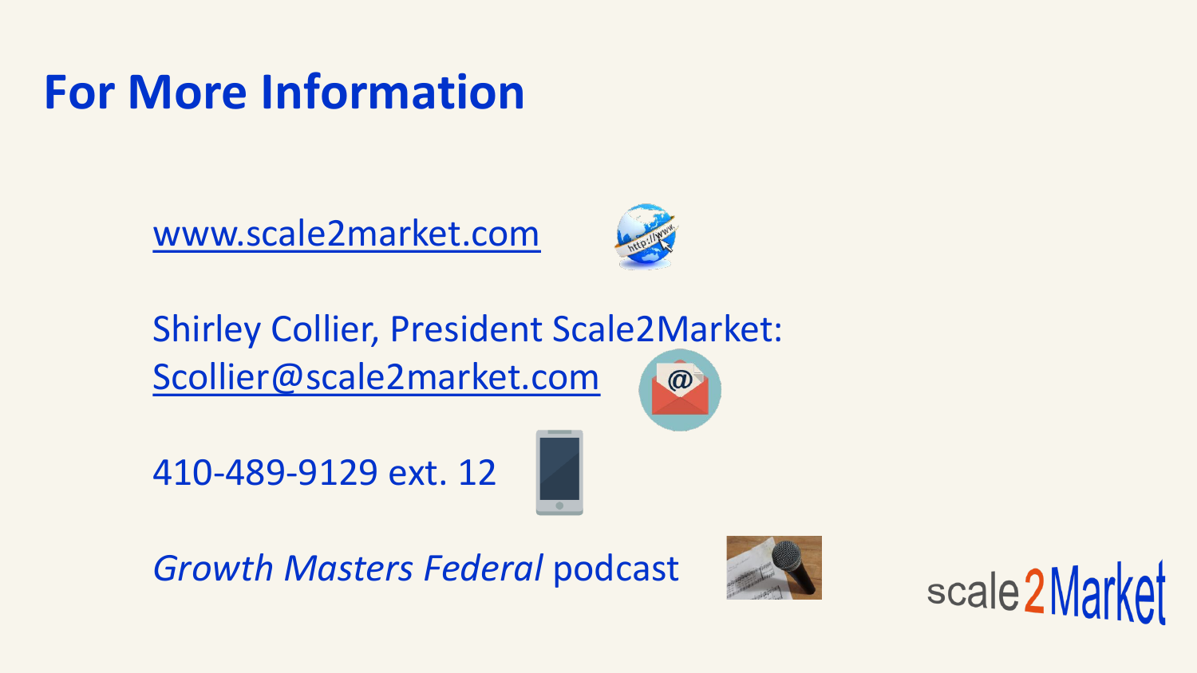# For More Information

www.scale2market.com

Shirley Collier, President Scale2Market:
Scollier@scale2market.com

410-489-9129 ext. 12

*Growth Masters Federal* podcast

scale2Market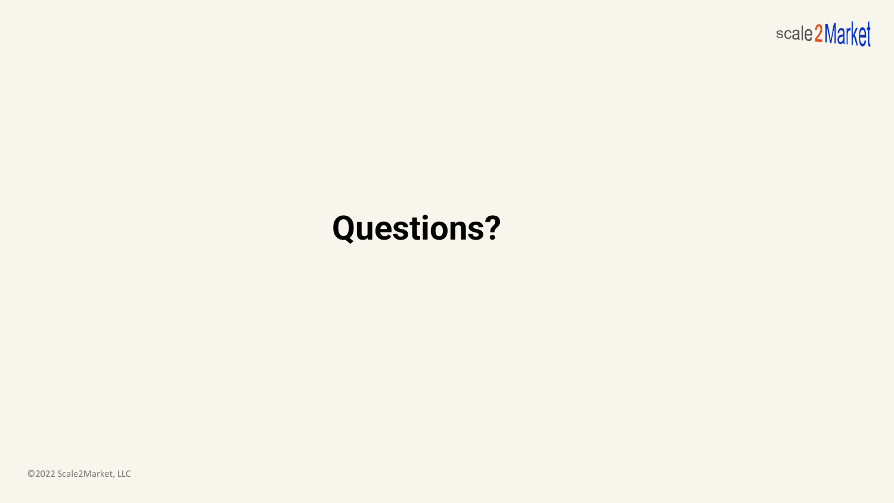# Questions?